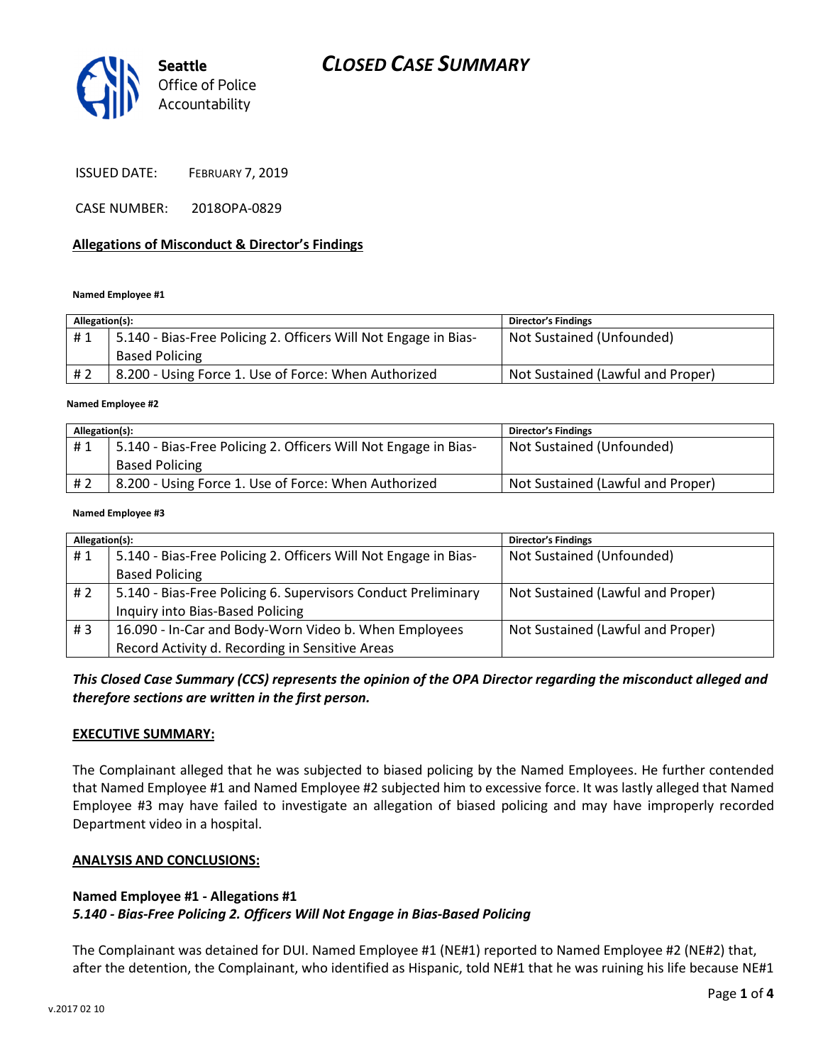# CLOSED CASE SUMMARY

Seattle Office of Police Accountability

ISSUED DATE: FEBRUARY 7, 2019

CASE NUMBER: 2018OPA-0829

**Allegations of Misconduct & Director's Findings**

**Named Employee #1**

| Allegation(s): | | Director's Findings |
|---|---|---|
| # 1 | 5.140 - Bias-Free Policing 2. Officers Will Not Engage in Bias-Based Policing | Not Sustained (Unfounded) |
| # 2 | 8.200 - Using Force 1. Use of Force: When Authorized | Not Sustained (Lawful and Proper) |

**Named Employee #2**

| Allegation(s): | | Director's Findings |
|---|---|---|
| # 1 | 5.140 - Bias-Free Policing 2. Officers Will Not Engage in Bias-Based Policing | Not Sustained (Unfounded) |
| # 2 | 8.200 - Using Force 1. Use of Force: When Authorized | Not Sustained (Lawful and Proper) |

**Named Employee #3**

| Allegation(s): | | Director's Findings |
|---|---|---|
| # 1 | 5.140 - Bias-Free Policing 2. Officers Will Not Engage in Bias-Based Policing | Not Sustained (Unfounded) |
| # 2 | 5.140 - Bias-Free Policing 6. Supervisors Conduct Preliminary Inquiry into Bias-Based Policing | Not Sustained (Lawful and Proper) |
| # 3 | 16.090 - In-Car and Body-Worn Video b. When Employees Record Activity d. Recording in Sensitive Areas | Not Sustained (Lawful and Proper) |

***This Closed Case Summary (CCS) represents the opinion of the OPA Director regarding the misconduct alleged and therefore sections are written in the first person.***

**EXECUTIVE SUMMARY:**

The Complainant alleged that he was subjected to biased policing by the Named Employees. He further contended that Named Employee #1 and Named Employee #2 subjected him to excessive force. It was lastly alleged that Named Employee #3 may have failed to investigate an allegation of biased policing and may have improperly recorded Department video in a hospital.

**ANALYSIS AND CONCLUSIONS:**

**Named Employee #1 - Allegations #1**
***5.140 - Bias-Free Policing 2. Officers Will Not Engage in Bias-Based Policing***

The Complainant was detained for DUI. Named Employee #1 (NE#1) reported to Named Employee #2 (NE#2) that, after the detention, the Complainant, who identified as Hispanic, told NE#1 that he was ruining his life because NE#1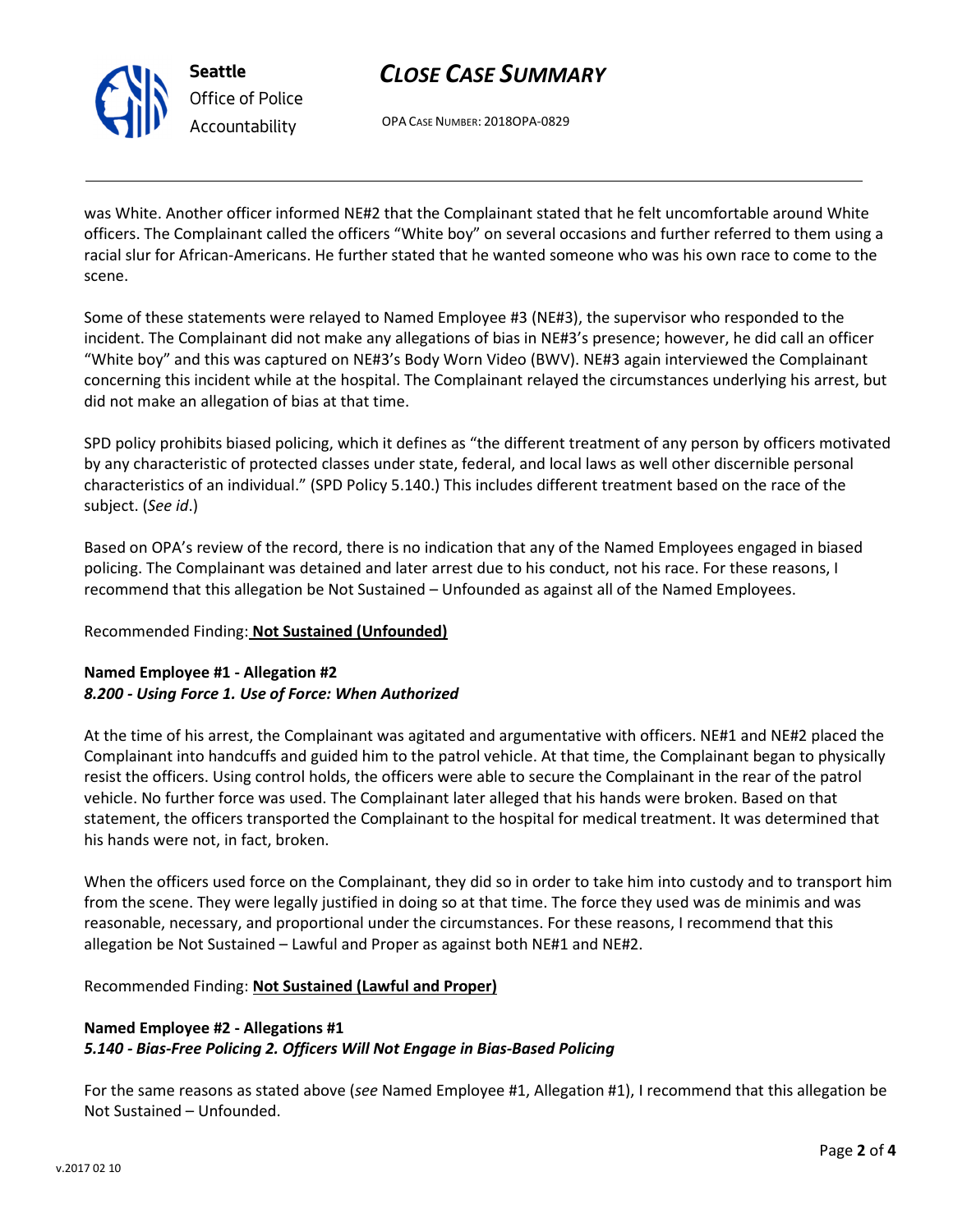was White. Another officer informed NE#2 that the Complainant stated that he felt uncomfortable around White officers. The Complainant called the officers "White boy" on several occasions and further referred to them using a racial slur for African-Americans. He further stated that he wanted someone who was his own race to come to the scene.

Some of these statements were relayed to Named Employee #3 (NE#3), the supervisor who responded to the incident. The Complainant did not make any allegations of bias in NE#3's presence; however, he did call an officer "White boy" and this was captured on NE#3's Body Worn Video (BWV). NE#3 again interviewed the Complainant concerning this incident while at the hospital. The Complainant relayed the circumstances underlying his arrest, but did not make an allegation of bias at that time.

SPD policy prohibits biased policing, which it defines as "the different treatment of any person by officers motivated by any characteristic of protected classes under state, federal, and local laws as well other discernible personal characteristics of an individual." (SPD Policy 5.140.) This includes different treatment based on the race of the subject. (*See id*.)

Based on OPA's review of the record, there is no indication that any of the Named Employees engaged in biased policing. The Complainant was detained and later arrest due to his conduct, not his race. For these reasons, I recommend that this allegation be Not Sustained – Unfounded as against all of the Named Employees.

Recommended Finding: **Not Sustained (Unfounded)**

**Named Employee #1 - Allegation #2**
***8.200 - Using Force 1. Use of Force: When Authorized***

At the time of his arrest, the Complainant was agitated and argumentative with officers. NE#1 and NE#2 placed the Complainant into handcuffs and guided him to the patrol vehicle. At that time, the Complainant began to physically resist the officers. Using control holds, the officers were able to secure the Complainant in the rear of the patrol vehicle. No further force was used. The Complainant later alleged that his hands were broken. Based on that statement, the officers transported the Complainant to the hospital for medical treatment. It was determined that his hands were not, in fact, broken.

When the officers used force on the Complainant, they did so in order to take him into custody and to transport him from the scene. They were legally justified in doing so at that time. The force they used was de minimis and was reasonable, necessary, and proportional under the circumstances. For these reasons, I recommend that this allegation be Not Sustained – Lawful and Proper as against both NE#1 and NE#2.

Recommended Finding: **Not Sustained (Lawful and Proper)**

**Named Employee #2 - Allegations #1**
***5.140 - Bias-Free Policing 2. Officers Will Not Engage in Bias-Based Policing***

For the same reasons as stated above (*see* Named Employee #1, Allegation #1), I recommend that this allegation be Not Sustained – Unfounded.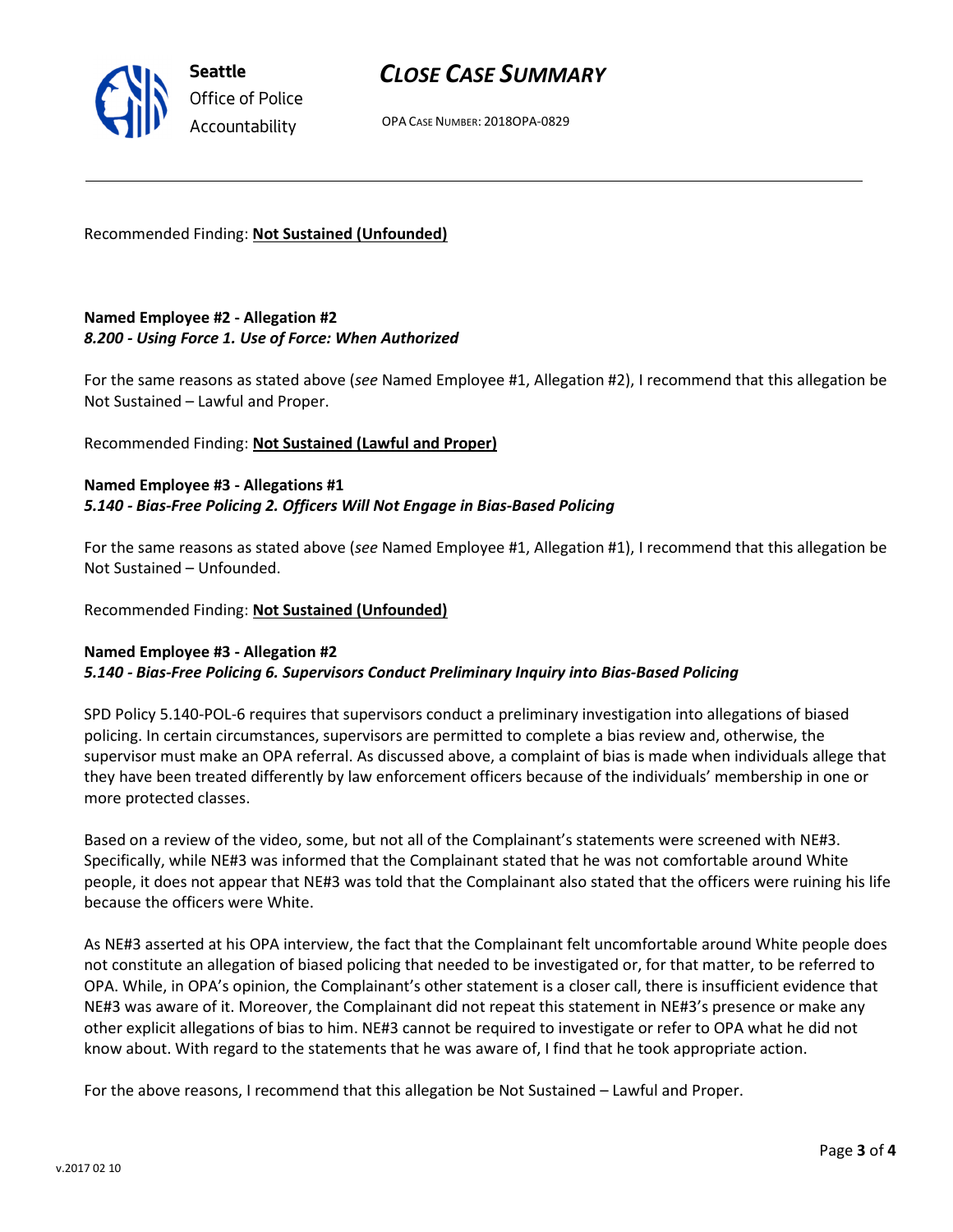Recommended Finding: **Not Sustained (Unfounded)**

**Named Employee #2 - Allegation #2**
***8.200 - Using Force 1. Use of Force: When Authorized***

For the same reasons as stated above (*see* Named Employee #1, Allegation #2), I recommend that this allegation be Not Sustained – Lawful and Proper.

Recommended Finding: **Not Sustained (Lawful and Proper)**

**Named Employee #3 - Allegations #1**
***5.140 - Bias-Free Policing 2. Officers Will Not Engage in Bias-Based Policing***

For the same reasons as stated above (*see* Named Employee #1, Allegation #1), I recommend that this allegation be Not Sustained – Unfounded.

Recommended Finding: **Not Sustained (Unfounded)**

**Named Employee #3 - Allegation #2**
***5.140 - Bias-Free Policing 6. Supervisors Conduct Preliminary Inquiry into Bias-Based Policing***

SPD Policy 5.140-POL-6 requires that supervisors conduct a preliminary investigation into allegations of biased policing. In certain circumstances, supervisors are permitted to complete a bias review and, otherwise, the supervisor must make an OPA referral. As discussed above, a complaint of bias is made when individuals allege that they have been treated differently by law enforcement officers because of the individuals' membership in one or more protected classes.

Based on a review of the video, some, but not all of the Complainant's statements were screened with NE#3. Specifically, while NE#3 was informed that the Complainant stated that he was not comfortable around White people, it does not appear that NE#3 was told that the Complainant also stated that the officers were ruining his life because the officers were White.

As NE#3 asserted at his OPA interview, the fact that the Complainant felt uncomfortable around White people does not constitute an allegation of biased policing that needed to be investigated or, for that matter, to be referred to OPA. While, in OPA's opinion, the Complainant's other statement is a closer call, there is insufficient evidence that NE#3 was aware of it. Moreover, the Complainant did not repeat this statement in NE#3's presence or make any other explicit allegations of bias to him. NE#3 cannot be required to investigate or refer to OPA what he did not know about. With regard to the statements that he was aware of, I find that he took appropriate action.

For the above reasons, I recommend that this allegation be Not Sustained – Lawful and Proper.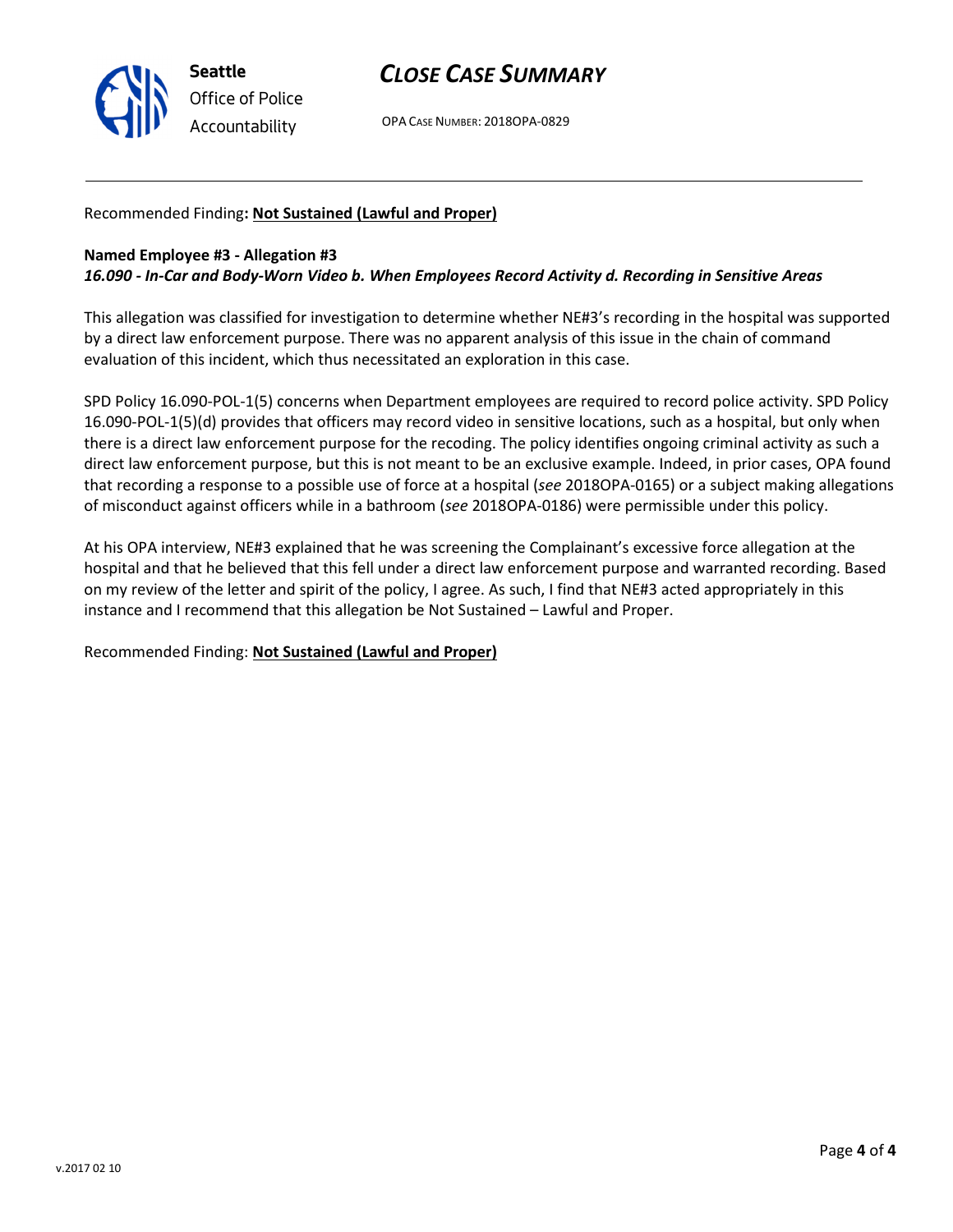Recommended Finding**: Not Sustained (Lawful and Proper)**

**Named Employee #3 - Allegation #3**
***16.090 - In-Car and Body-Worn Video b. When Employees Record Activity d. Recording in Sensitive Areas***

This allegation was classified for investigation to determine whether NE#3's recording in the hospital was supported by a direct law enforcement purpose. There was no apparent analysis of this issue in the chain of command evaluation of this incident, which thus necessitated an exploration in this case.

SPD Policy 16.090-POL-1(5) concerns when Department employees are required to record police activity. SPD Policy 16.090-POL-1(5)(d) provides that officers may record video in sensitive locations, such as a hospital, but only when there is a direct law enforcement purpose for the recoding. The policy identifies ongoing criminal activity as such a direct law enforcement purpose, but this is not meant to be an exclusive example. Indeed, in prior cases, OPA found that recording a response to a possible use of force at a hospital (*see* 2018OPA-0165) or a subject making allegations of misconduct against officers while in a bathroom (*see* 2018OPA-0186) were permissible under this policy.

At his OPA interview, NE#3 explained that he was screening the Complainant's excessive force allegation at the hospital and that he believed that this fell under a direct law enforcement purpose and warranted recording. Based on my review of the letter and spirit of the policy, I agree. As such, I find that NE#3 acted appropriately in this instance and I recommend that this allegation be Not Sustained – Lawful and Proper.

Recommended Finding: **Not Sustained (Lawful and Proper)**